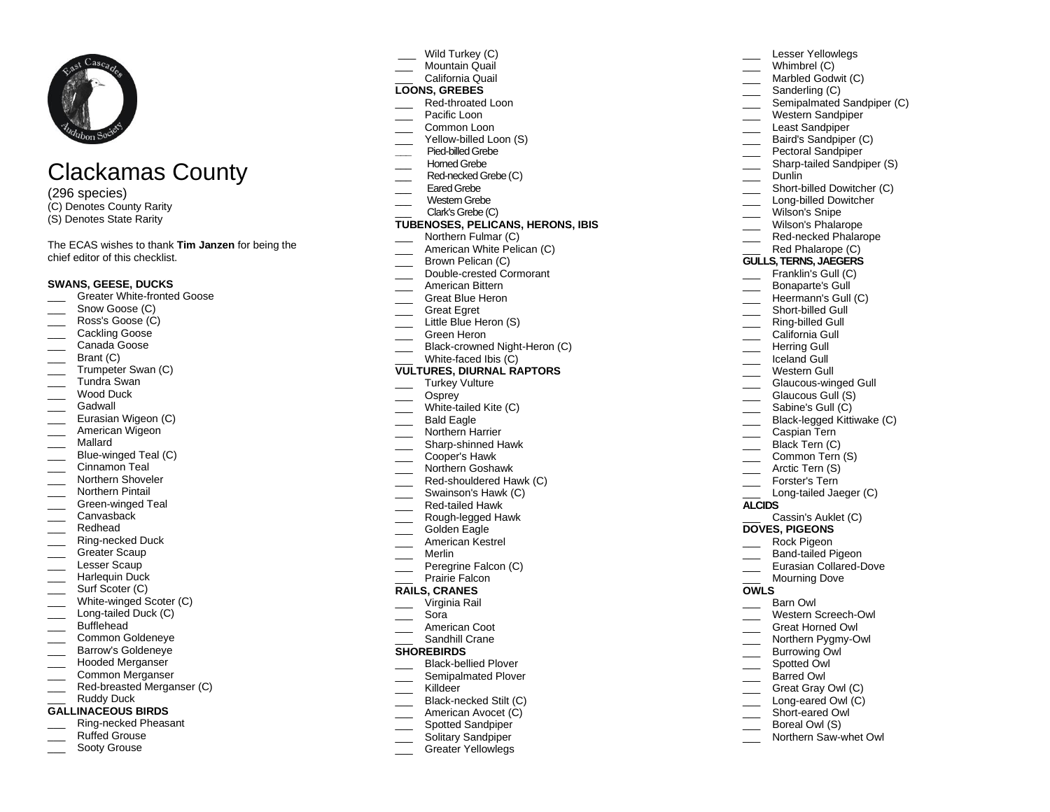# Clackamas County

(296 species)
(C) Denotes County Rarity
(S) Denotes State Rarity

The ECAS wishes to thank **Tim Janzen** for being the chief editor of this checklist.

**SWANS, GEESE, DUCKS**

- ___ Greater White-fronted Goose
- ___ Snow Goose (C)
- ___ Ross's Goose (C)
- ___ Cackling Goose
- ___ Canada Goose
- ___ Brant (C)
- ___ Trumpeter Swan (C)
- ___ Tundra Swan
- ___ Wood Duck
- ___ Gadwall
- ___ Eurasian Wigeon (C)
- ___ American Wigeon
- ___ Mallard
- ___ Blue-winged Teal (C)
- ___ Cinnamon Teal
- ___ Northern Shoveler
- ___ Northern Pintail
- ___ Green-winged Teal
- ___ Canvasback
- ___ Redhead
- ___ Ring-necked Duck
- ___ Greater Scaup
- ___ Lesser Scaup
- ___ Harlequin Duck
- ___ Surf Scoter (C)
- ___ White-winged Scoter (C)
- ___ Long-tailed Duck (C)
- ___ Bufflehead
- ___ Common Goldeneye
- ___ Barrow's Goldeneye
- ___ Hooded Merganser
- ___ Common Merganser
- ___ Red-breasted Merganser (C)
- ___ Ruddy Duck

**GALLINACEOUS BIRDS**

- ___ Ring-necked Pheasant
- ___ Ruffed Grouse
- ___ Sooty Grouse
- ___ Wild Turkey (C)
- ___ Mountain Quail
- ___ California Quail

**LOONS, GREBES**

- ___ Red-throated Loon
- ___ Pacific Loon
- ___ Common Loon
- ___ Yellow-billed Loon (S)
- ___ Pied-billed Grebe
- ___ Horned Grebe
- ___ Red-necked Grebe (C)
- ___ Eared Grebe
- ___ Western Grebe
- ___ Clark's Grebe (C)

**TUBENOSES, PELICANS, HERONS, IBIS**

- ___ Northern Fulmar (C)
- ___ American White Pelican (C)
- ___ Brown Pelican (C)
- ___ Double-crested Cormorant
- ___ American Bittern
- ___ Great Blue Heron
- ___ Great Egret
- ___ Little Blue Heron (S)
- ___ Green Heron
- ___ Black-crowned Night-Heron (C)
- ___ White-faced Ibis (C)

**VULTURES, DIURNAL RAPTORS**

- ___ Turkey Vulture
- ___ Osprey
- ___ White-tailed Kite (C)
- ___ Bald Eagle
- ___ Northern Harrier
- ___ Sharp-shinned Hawk
- ___ Cooper's Hawk
- ___ Northern Goshawk
- ___ Red-shouldered Hawk (C)
- ___ Swainson's Hawk (C)
- ___ Red-tailed Hawk
- ___ Rough-legged Hawk
- ___ Golden Eagle
- ___ American Kestrel
- ___ Merlin
- ___ Peregrine Falcon (C)
- ___ Prairie Falcon

**RAILS, CRANES**

- ___ Virginia Rail
- ___ Sora
- ___ American Coot
- ___ Sandhill Crane

**SHOREBIRDS**

- ___ Black-bellied Plover
- ___ Semipalmated Plover
- ___ Killdeer
- ___ Black-necked Stilt (C)
- ___ American Avocet (C)
- ___ Spotted Sandpiper
- ___ Solitary Sandpiper
- ___ Greater Yellowlegs
- ___ Lesser Yellowlegs
- ___ Whimbrel (C)
- ___ Marbled Godwit (C)
- ___ Sanderling (C)
- ___ Semipalmated Sandpiper (C)
- ___ Western Sandpiper
- ___ Least Sandpiper
- ___ Baird's Sandpiper (C)
- ___ Pectoral Sandpiper
- ___ Sharp-tailed Sandpiper (S)
- ___ Dunlin
- ___ Short-billed Dowitcher (C)
- ___ Long-billed Dowitcher
- ___ Wilson's Snipe
- ___ Wilson's Phalarope
- ___ Red-necked Phalarope
- ___ Red Phalarope (C)

**GULLS, TERNS, JAEGERS**

- ___ Franklin's Gull (C)
- ___ Bonaparte's Gull
- ___ Heermann's Gull (C)
- ___ Short-billed Gull
- ___ Ring-billed Gull
- ___ California Gull
- ___ Herring Gull
- ___ Iceland Gull
- ___ Western Gull
- ___ Glaucous-winged Gull
- ___ Glaucous Gull (S)
- ___ Sabine's Gull (C)
- ___ Black-legged Kittiwake (C)
- ___ Caspian Tern
- ___ Black Tern (C)
- ___ Common Tern (S)
- ___ Arctic Tern (S)
- ___ Forster's Tern
- ___ Long-tailed Jaeger (C)

**ALCIDS**

- ___ Cassin's Auklet (C)

**DOVES, PIGEONS**

- ___ Rock Pigeon
- ___ Band-tailed Pigeon
- ___ Eurasian Collared-Dove
- ___ Mourning Dove

**OWLS**

- ___ Barn Owl
- ___ Western Screech-Owl
- ___ Great Horned Owl
- ___ Northern Pygmy-Owl
- ___ Burrowing Owl
- ___ Spotted Owl
- ___ Barred Owl
- ___ Great Gray Owl (C)
- ___ Long-eared Owl (C)
- ___ Short-eared Owl
- ___ Boreal Owl (S)
- ___ Northern Saw-whet Owl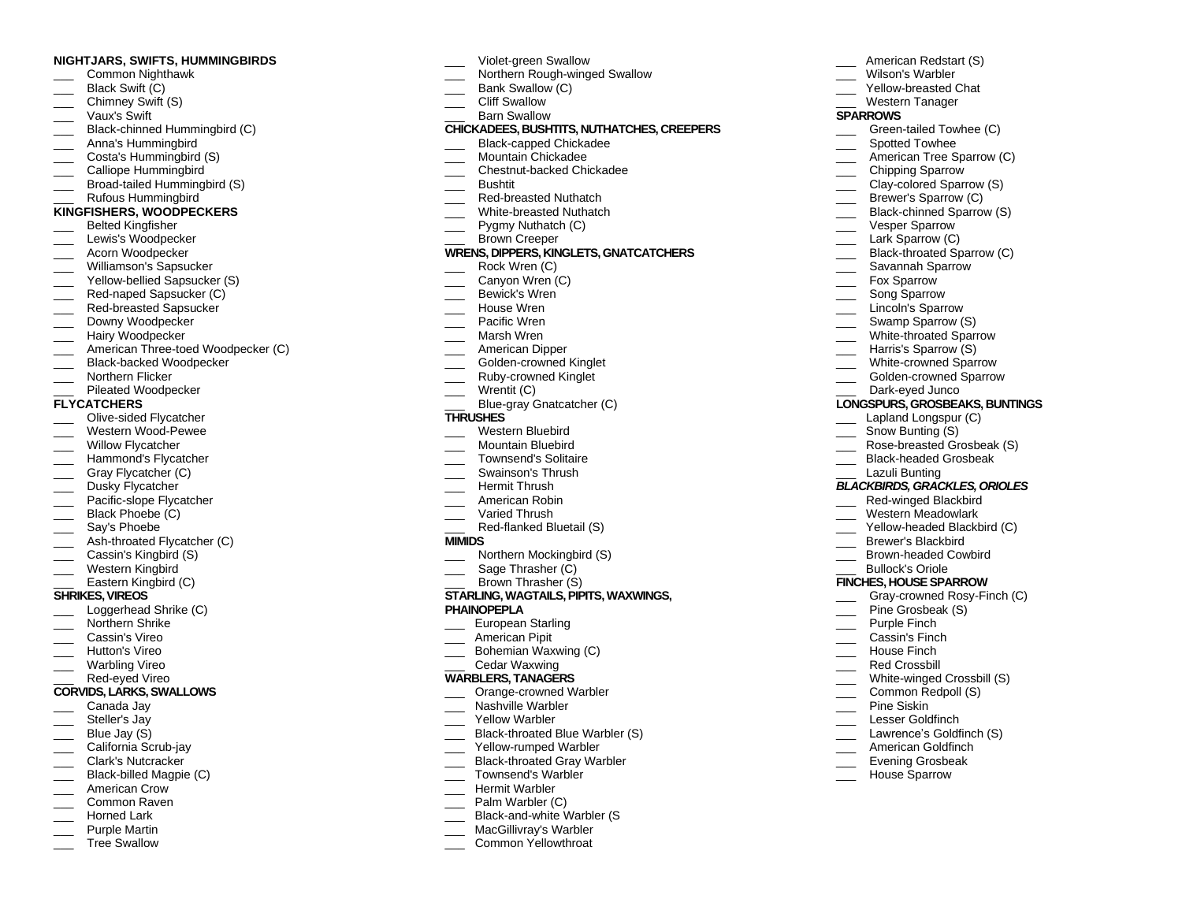**NIGHTJARS, SWIFTS, HUMMINGBIRDS**

___ Common Nighthawk
___ Black Swift (C)
___ Chimney Swift (S)
___ Vaux's Swift
___ Black-chinned Hummingbird (C)
___ Anna's Hummingbird
___ Costa's Hummingbird (S)
___ Calliope Hummingbird
___ Broad-tailed Hummingbird (S)
___ Rufous Hummingbird

**KINGFISHERS, WOODPECKERS**

___ Belted Kingfisher
___ Lewis's Woodpecker
___ Acorn Woodpecker
___ Williamson's Sapsucker
___ Yellow-bellied Sapsucker (S)
___ Red-naped Sapsucker (C)
___ Red-breasted Sapsucker
___ Downy Woodpecker
___ Hairy Woodpecker
___ American Three-toed Woodpecker (C)
___ Black-backed Woodpecker
___ Northern Flicker
___ Pileated Woodpecker

**FLYCATCHERS**

___ Olive-sided Flycatcher
___ Western Wood-Pewee
___ Willow Flycatcher
___ Hammond's Flycatcher
___ Gray Flycatcher (C)
___ Dusky Flycatcher
___ Pacific-slope Flycatcher
___ Black Phoebe (C)
___ Say's Phoebe
___ Ash-throated Flycatcher (C)
___ Cassin's Kingbird (S)
___ Western Kingbird
___ Eastern Kingbird (C)

**SHRIKES, VIREOS**

___ Loggerhead Shrike (C)
___ Northern Shrike
___ Cassin's Vireo
___ Hutton's Vireo
___ Warbling Vireo
___ Red-eyed Vireo

**CORVIDS, LARKS, SWALLOWS**

___ Canada Jay
___ Steller's Jay
___ Blue Jay (S)
___ California Scrub-jay
___ Clark's Nutcracker
___ Black-billed Magpie (C)
___ American Crow
___ Common Raven
___ Horned Lark
___ Purple Martin
___ Tree Swallow
___ Violet-green Swallow
___ Northern Rough-winged Swallow
___ Bank Swallow (C)
___ Cliff Swallow
___ Barn Swallow

**CHICKADEES, BUSHTITS, NUTHATCHES, CREEPERS**

___ Black-capped Chickadee
___ Mountain Chickadee
___ Chestnut-backed Chickadee
___ Bushtit
___ Red-breasted Nuthatch
___ White-breasted Nuthatch
___ Pygmy Nuthatch (C)
___ Brown Creeper

**WRENS, DIPPERS, KINGLETS, GNATCATCHERS**

___ Rock Wren (C)
___ Canyon Wren (C)
___ Bewick's Wren
___ House Wren
___ Pacific Wren
___ Marsh Wren
___ American Dipper
___ Golden-crowned Kinglet
___ Ruby-crowned Kinglet
___ Wrentit (C)
___ Blue-gray Gnatcatcher (C)

**THRUSHES**

___ Western Bluebird
___ Mountain Bluebird
___ Townsend's Solitaire
___ Swainson's Thrush
___ Hermit Thrush
___ American Robin
___ Varied Thrush
___ Red-flanked Bluetail (S)

**MIMIDS**

___ Northern Mockingbird (S)
___ Sage Thrasher (C)
___ Brown Thrasher (S)

**STARLING, WAGTAILS, PIPITS, WAXWINGS, PHAINOPEPLA**

___ European Starling
___ American Pipit
___ Bohemian Waxwing (C)
___ Cedar Waxwing

**WARBLERS, TANAGERS**

___ Orange-crowned Warbler
___ Nashville Warbler
___ Yellow Warbler
___ Black-throated Blue Warbler (S)
___ Yellow-rumped Warbler
___ Black-throated Gray Warbler
___ Townsend's Warbler
___ Hermit Warbler
___ Palm Warbler (C)
___ Black-and-white Warbler (S
___ MacGillivray's Warbler
___ Common Yellowthroat
___ American Redstart (S)
___ Wilson's Warbler
___ Yellow-breasted Chat
___ Western Tanager

**SPARROWS**

___ Green-tailed Towhee (C)
___ Spotted Towhee
___ American Tree Sparrow (C)
___ Chipping Sparrow
___ Clay-colored Sparrow (S)
___ Brewer's Sparrow (C)
___ Black-chinned Sparrow (S)
___ Vesper Sparrow
___ Lark Sparrow (C)
___ Black-throated Sparrow (C)
___ Savannah Sparrow
___ Fox Sparrow
___ Song Sparrow
___ Lincoln's Sparrow
___ Swamp Sparrow (S)
___ White-throated Sparrow
___ Harris's Sparrow (S)
___ White-crowned Sparrow
___ Golden-crowned Sparrow
___ Dark-eyed Junco

**LONGSPURS, GROSBEAKS, BUNTINGS**

___ Lapland Longspur (C)
___ Snow Bunting (S)
___ Rose-breasted Grosbeak (S)
___ Black-headed Grosbeak
___ Lazuli Bunting

***BLACKBIRDS, GRACKLES, ORIOLES***

___ Red-winged Blackbird
___ Western Meadowlark
___ Yellow-headed Blackbird (C)
___ Brewer's Blackbird
___ Brown-headed Cowbird
___ Bullock's Oriole

**FINCHES, HOUSE SPARROW**

___ Gray-crowned Rosy-Finch (C)
___ Pine Grosbeak (S)
___ Purple Finch
___ Cassin's Finch
___ House Finch
___ Red Crossbill
___ White-winged Crossbill (S)
___ Common Redpoll (S)
___ Pine Siskin
___ Lesser Goldfinch
___ Lawrence's Goldfinch (S)
___ American Goldfinch
___ Evening Grosbeak
___ House Sparrow